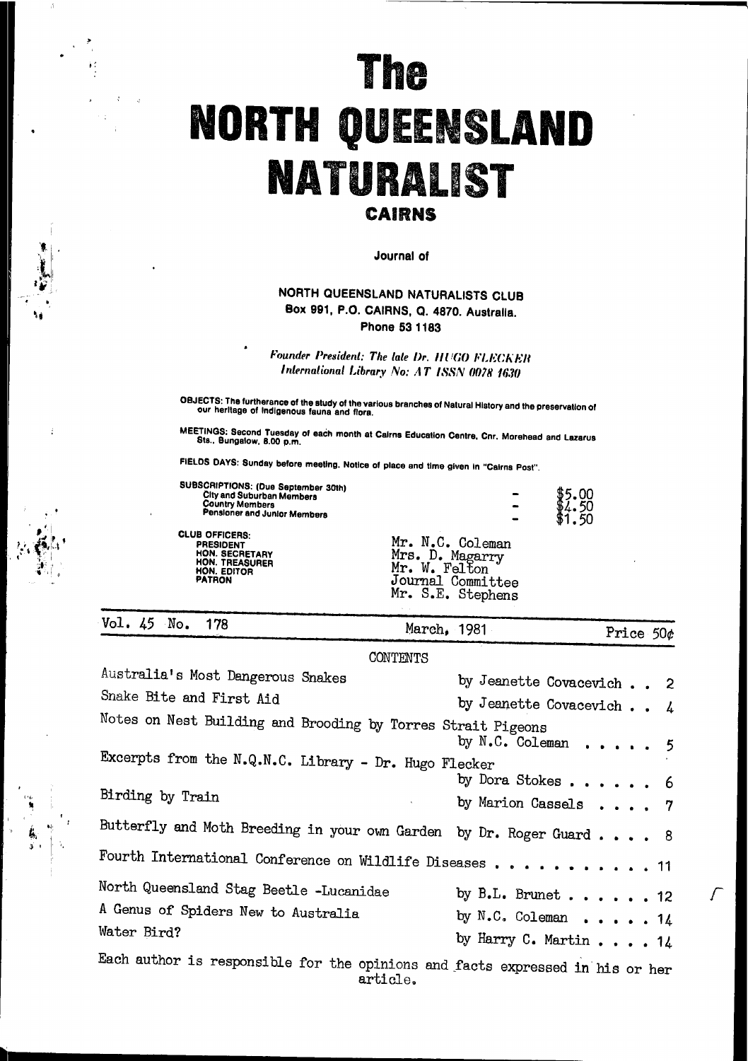# The NORTH QUEENSLAND NATURALIST

## CAIRNS

Journal of

**NORTH QUEENSLAND NATURALISTS CLUB**
**Box 991, P.O. CAIRNS, Q. 4870. Australia.**
**Phone 53 1183**

*Founder President: The late Dr. HUGO FLECKER*
*International Library No: AT ISSN 0078 1630*

OBJECTS: The furtherance of the study of the various branches of Natural History and the preservation of our heritage of indigenous fauna and flora.

MEETINGS: Second Tuesday of each month at Cairns Education Centre, Cnr. Morehead and Lazarus Sts., Bungalow, 8.00 p.m.

FIELDS DAYS: Sunday before meeting. Notice of place and time given in "Cairns Post".

SUBSCRIPTIONS: (Due September 30th)

| | | |
|---|---|---|
| City and Suburban Members | - | $5.00 |
| Country Members | - | $4.50 |
| Pensioner and Junior Members | - | $1.50 |

CLUB OFFICERS:

| | |
|---|---|
| PRESIDENT | Mr. N.C. Coleman |
| HON. SECRETARY | Mrs. D. Magarry |
| HON. TREASURER | Mr. W. Felton |
| HON. EDITOR | Journal Committee |
| PATRON | Mr. S.E. Stephens |

Vol. 45 No. 178 — March, 1981 — Price 50¢

## CONTENTS

| | | |
|---|---|---|
| Australia's Most Dangerous Snakes | by Jeanette Covacevich | 2 |
| Snake Bite and First Aid | by Jeanette Covacevich | 4 |
| Notes on Nest Building and Brooding by Torres Strait Pigeons | by N.C. Coleman | 5 |
| Excerpts from the N.Q.N.C. Library - Dr. Hugo Flecker | by Dora Stokes | 6 |
| Birding by Train | by Marion Cassels | 7 |
| Butterfly and Moth Breeding in your own Garden | by Dr. Roger Guard | 8 |
| Fourth International Conference on Wildlife Diseases | | 11 |
| North Queensland Stag Beetle -Lucanidae | by B.L. Brunet | 12 |
| A Genus of Spiders New to Australia | by N.C. Coleman | 14 |
| Water Bird? | by Harry C. Martin | 14 |

Each author is responsible for the opinions and facts expressed in his or her article.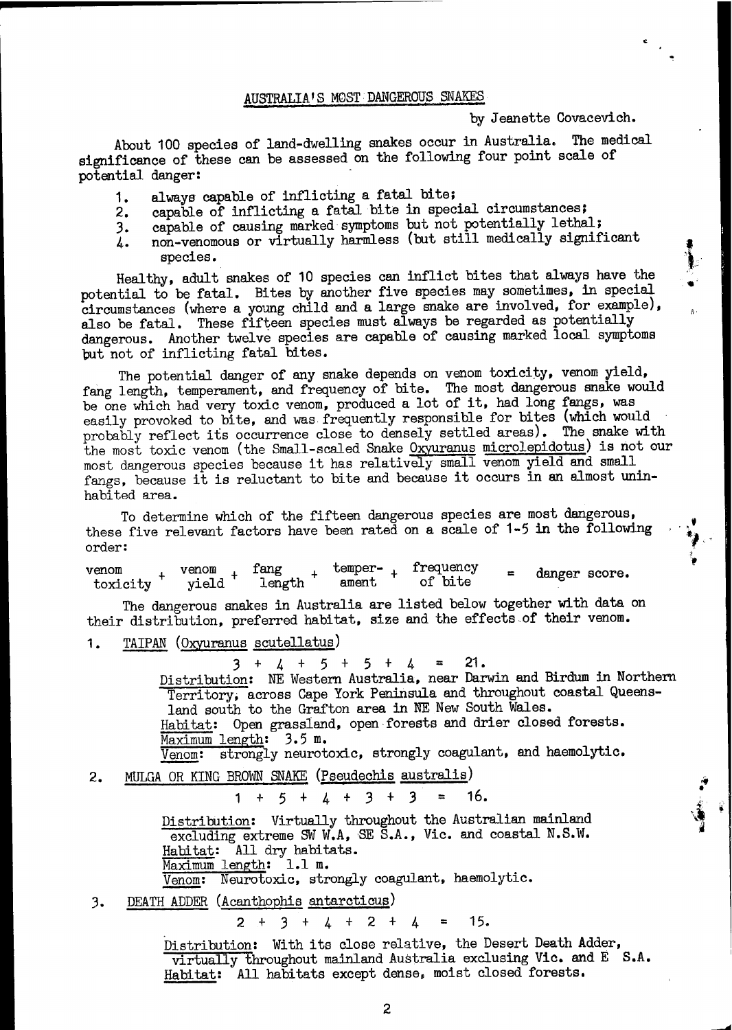## AUSTRALIA'S MOST DANGEROUS SNAKES

by Jeanette Covacevich.

About 100 species of land-dwelling snakes occur in Australia. The medical significance of these can be assessed on the following four point scale of potential danger:

1. always capable of inflicting a fatal bite;
2. capable of inflicting a fatal bite in special circumstances;
3. capable of causing marked symptoms but not potentially lethal;
4. non-venomous or virtually harmless (but still medically significant species.

Healthy, adult snakes of 10 species can inflict bites that always have the potential to be fatal. Bites by another five species may sometimes, in special circumstances (where a young child and a large snake are involved, for example), also be fatal. These fifteen species must always be regarded as potentially dangerous. Another twelve species are capable of causing marked local symptoms but not of inflicting fatal bites.

The potential danger of any snake depends on venom toxicity, venom yield, fang length, temperament, and frequency of bite. The most dangerous snake would be one which had very toxic venom, produced a lot of it, had long fangs, was easily provoked to bite, and was frequently responsible for bites (which would probably reflect its occurrence close to densely settled areas). The snake with the most toxic venom (the Small-scaled Snake Oxyuranus microlepidotus) is not our most dangerous species because it has relatively small venom yield and small fangs, because it is reluctant to bite and because it occurs in an almost uninhabited area.

To determine which of the fifteen dangerous species are most dangerous, these five relevant factors have been rated on a scale of 1-5 in the following order:

venom toxicity + venom yield + fang length + temperament + frequency of bite = danger score.

The dangerous snakes in Australia are listed below together with data on their distribution, preferred habitat, size and the effects of their venom.

1. TAIPAN (*Oxyuranus scutellatus*)

   3 + 4 + 5 + 5 + 4 = 21.

   Distribution: NE Western Australia, near Darwin and Birdum in Northern Territory, across Cape York Peninsula and throughout coastal Queensland south to the Grafton area in NE New South Wales.
   Habitat: Open grassland, open forests and drier closed forests.
   Maximum length: 3.5 m.
   Venom: strongly neurotoxic, strongly coagulant, and haemolytic.

2. MULGA OR KING BROWN SNAKE (*Pseudechis australis*)

   1 + 5 + 4 + 3 + 3 = 16.

   Distribution: Virtually throughout the Australian mainland excluding extreme SW W.A, SE S.A., Vic. and coastal N.S.W.
   Habitat: All dry habitats.
   Maximum length: 1.1 m.
   Venom: Neurotoxic, strongly coagulant, haemolytic.

3. DEATH ADDER (*Acanthophis antarcticus*)

   2 + 3 + 4 + 2 + 4 = 15.

   Distribution: With its close relative, the Desert Death Adder, virtually throughout mainland Australia exclusing Vic. and E S.A.
   Habitat: All habitats except dense, moist closed forests.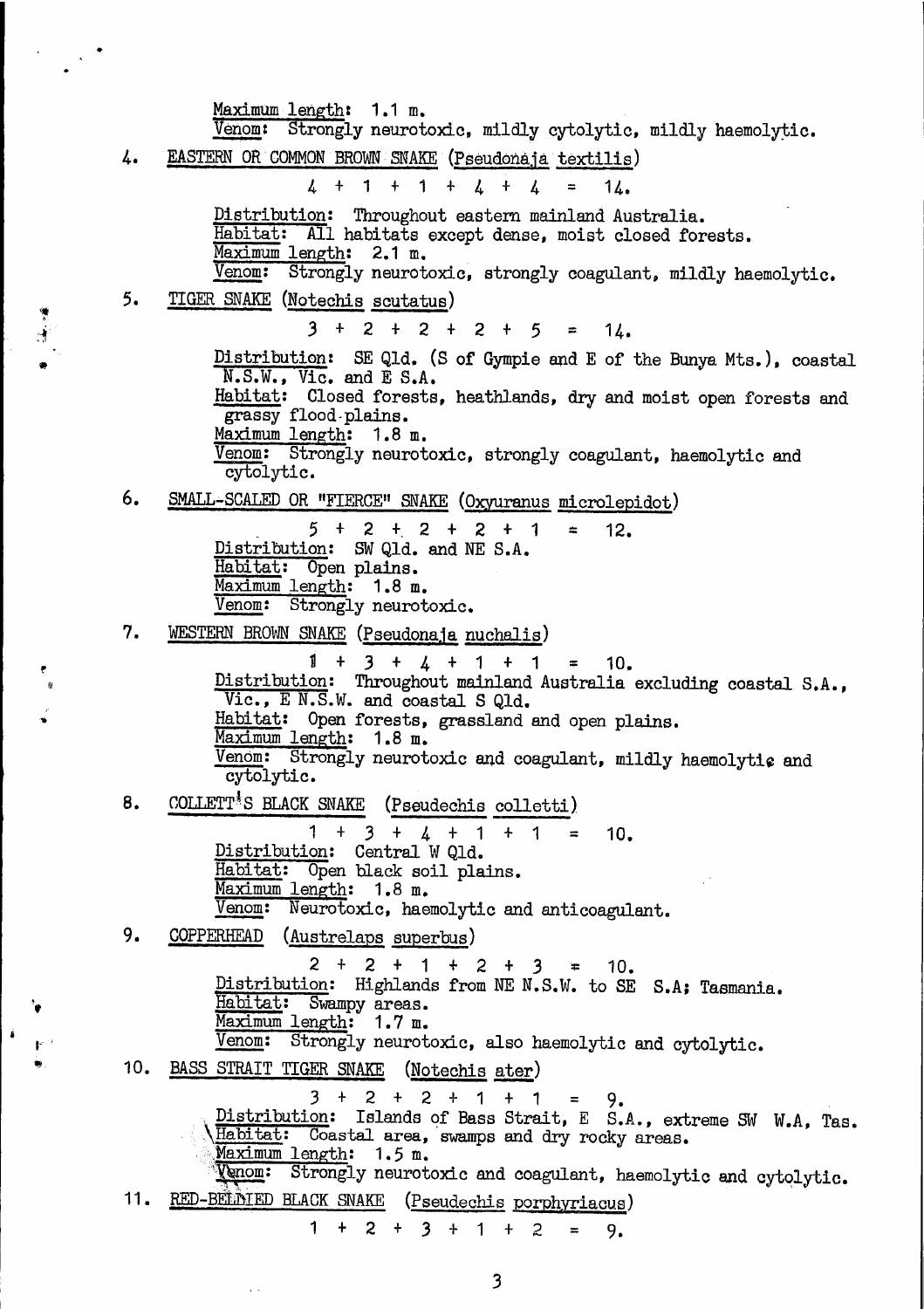Maximum length: 1.1 m.
Venom: Strongly neurotoxic, mildly cytolytic, mildly haemolytic.

4. EASTERN OR COMMON BROWN SNAKE (*Pseudonaja textilis*)

$4 + 1 + 1 + 4 + 4 = 14.$

Distribution: Throughout eastern mainland Australia.
Habitat: All habitats except dense, moist closed forests.
Maximum length: 2.1 m.
Venom: Strongly neurotoxic, strongly coagulant, mildly haemolytic.

5. TIGER SNAKE (*Notechis scutatus*)

$3 + 2 + 2 + 2 + 5 = 14.$

Distribution: SE Qld. (S of Gympie and E of the Bunya Mts.), coastal N.S.W., Vic. and E S.A.
Habitat: Closed forests, heathlands, dry and moist open forests and grassy flood-plains.
Maximum length: 1.8 m.
Venom: Strongly neurotoxic, strongly coagulant, haemolytic and cytolytic.

6. SMALL-SCALED OR "FIERCE" SNAKE (*Oxyuranus microlepidot*)

$5 + 2 + 2 + 2 + 1 = 12.$

Distribution: SW Qld. and NE S.A.
Habitat: Open plains.
Maximum length: 1.8 m.
Venom: Strongly neurotoxic.

7. WESTERN BROWN SNAKE (*Pseudonaja nuchalis*)

$1 + 3 + 4 + 1 + 1 = 10.$

Distribution: Throughout mainland Australia excluding coastal S.A., Vic., E N.S.W. and coastal S Qld.
Habitat: Open forests, grassland and open plains.
Maximum length: 1.8 m.
Venom: Strongly neurotoxic and coagulant, mildly haemolytic and cytolytic.

8. COLLETT'S BLACK SNAKE (*Pseudechis colletti*)

$1 + 3 + 4 + 1 + 1 = 10.$

Distribution: Central W Qld.
Habitat: Open black soil plains.
Maximum length: 1.8 m.
Venom: Neurotoxic, haemolytic and anticoagulant.

9. COPPERHEAD (*Austrelaps superbus*)

$2 + 2 + 1 + 2 + 3 = 10.$

Distribution: Highlands from NE N.S.W. to SE S.A; Tasmania.
Habitat: Swampy areas.
Maximum length: 1.7 m.
Venom: Strongly neurotoxic, also haemolytic and cytolytic.

10. BASS STRAIT TIGER SNAKE (*Notechis ater*)

$3 + 2 + 2 + 1 + 1 = 9.$

Distribution: Islands of Bass Strait, E S.A., extreme SW W.A, Tas.
Habitat: Coastal area, swamps and dry rocky areas.
Maximum length: 1.5 m.
Venom: Strongly neurotoxic and coagulant, haemolytic and cytolytic.

11. RED-BELLIED BLACK SNAKE (*Pseudechis porphyriacus*)

$1 + 2 + 3 + 1 + 2 = 9.$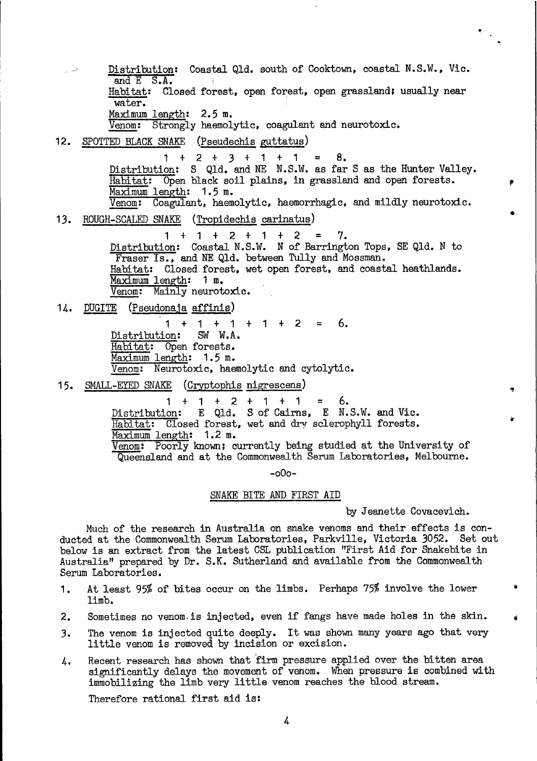Distribution: Coastal Qld. south of Cooktown, coastal N.S.W., Vic. and E S.A.
Habitat: Closed forest, open forest, open grassland; usually near water.
Maximum length: 2.5 m.
Venom: Strongly haemolytic, coagulant and neurotoxic.

12. SPOTTED BLACK SNAKE (*Pseudechis guttatus*)

$1 + 2 + 3 + 1 + 1 = 8.$

Distribution: S Qld. and NE N.S.W. as far S as the Hunter Valley.
Habitat: Open black soil plains, in grassland and open forests.
Maximum length: 1.5 m.
Venom: Coagulant, haemolytic, haemorrhagic, and mildly neurotoxic.

13. ROUGH-SCALED SNAKE (*Tropidechis carinatus*)

$1 + 1 + 2 + 1 + 2 = 7.$

Distribution: Coastal N.S.W. N of Barrington Tops, SE Qld. N to Fraser Is., and NE Qld. between Tully and Mossman.
Habitat: Closed forest, wet open forest, and coastal heathlands.
Maximum length: 1 m.
Venom: Mainly neurotoxic.

14. DUGITE (*Pseudonaja affinis*)

$1 + 1 + 1 + 1 + 2 = 6.$

Distribution: SW W.A.
Habitat: Open forests.
Maximum length: 1.5 m.
Venom: Neurotoxic, haemolytic and cytolytic.

15. SMALL-EYED SNAKE (*Cryptophis nigrescens*)

$1 + 1 + 2 + 1 + 1 = 6.$

Distribution: E Qld. S of Cairns, E N.S.W. and Vic.
Habitat: Closed forest, wet and dry sclerophyll forests.
Maximum length: 1.2 m.
Venom: Poorly known; currently being studied at the University of Queensland and at the Commonwealth Serum Laboratories, Melbourne.

-oOo-

## SNAKE BITE AND FIRST AID

by Jeanette Covacevich.

Much of the research in Australia on snake venoms and their effects is conducted at the Commonwealth Serum Laboratories, Parkville, Victoria 3052. Set out below is an extract from the latest CSL publication "First Aid for Snakebite in Australia" prepared by Dr. S.K. Sutherland and available from the Commonwealth Serum Laboratories.

1. At least 95% of bites occur on the limbs. Perhaps 75% involve the lower limb.
2. Sometimes no venom is injected, even if fangs have made holes in the skin.
3. The venom is injected quite deeply. It was shown many years ago that very little venom is removed by incision or excision.
4. Recent research has shown that firm pressure applied over the bitten area significantly delays the movement of venom. When pressure is combined with immobilizing the limb very little venom reaches the blood stream.

Therefore rational first aid is: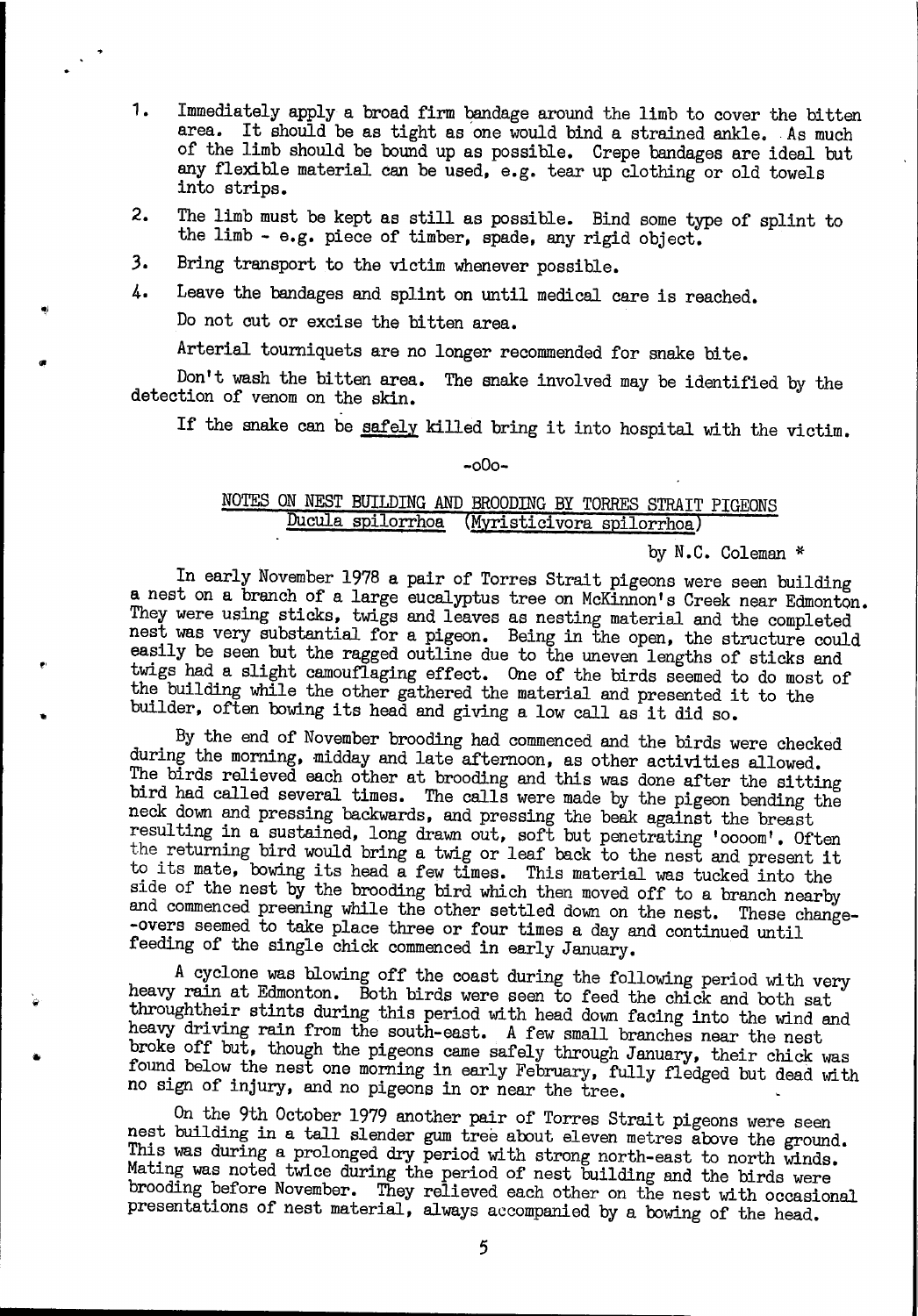1. Immediately apply a broad firm bandage around the limb to cover the bitten area. It should be as tight as one would bind a strained ankle. As much of the limb should be bound up as possible. Crepe bandages are ideal but any flexible material can be used, e.g. tear up clothing or old towels into strips.
2. The limb must be kept as still as possible. Bind some type of splint to the limb - e.g. piece of timber, spade, any rigid object.
3. Bring transport to the victim whenever possible.
4. Leave the bandages and splint on until medical care is reached.

Do not cut or excise the bitten area.

Arterial tourniquets are no longer recommended for snake bite.

Don't wash the bitten area. The snake involved may be identified by the detection of venom on the skin.

If the snake can be <u>safely</u> killed bring it into hospital with the victim.

-oOo-

## NOTES ON NEST BUILDING AND BROODING BY TORRES STRAIT PIGEONS *Ducula spilorrhoa* (*Myristicivora spilorrhoa*)

by N.C. Coleman *

In early November 1978 a pair of Torres Strait pigeons were seen building a nest on a branch of a large eucalyptus tree on McKinnon's Creek near Edmonton. They were using sticks, twigs and leaves as nesting material and the completed nest was very substantial for a pigeon. Being in the open, the structure could easily be seen but the ragged outline due to the uneven lengths of sticks and twigs had a slight camouflaging effect. One of the birds seemed to do most of the building while the other gathered the material and presented it to the builder, often bowing its head and giving a low call as it did so.

By the end of November brooding had commenced and the birds were checked during the morning, midday and late afternoon, as other activities allowed. The birds relieved each other at brooding and this was done after the sitting bird had called several times. The calls were made by the pigeon bending the neck down and pressing backwards, and pressing the beak against the breast resulting in a sustained, long drawn out, soft but penetrating 'oooom'. Often the returning bird would bring a twig or leaf back to the nest and present it to its mate, bowing its head a few times. This material was tucked into the side of the nest by the brooding bird which then moved off to a branch nearby and commenced preening while the other settled down on the nest. These change--overs seemed to take place three or four times a day and continued until feeding of the single chick commenced in early January.

A cyclone was blowing off the coast during the following period with very heavy rain at Edmonton. Both birds were seen to feed the chick and both sat throughtheir stints during this period with head down facing into the wind and heavy driving rain from the south-east. A few small branches near the nest broke off but, though the pigeons came safely through January, their chick was found below the nest one morning in early February, fully fledged but dead with no sign of injury, and no pigeons in or near the tree.

On the 9th October 1979 another pair of Torres Strait pigeons were seen nest building in a tall slender gum tree about eleven metres above the ground. This was during a prolonged dry period with strong north-east to north winds. Mating was noted twice during the period of nest building and the birds were brooding before November. They relieved each other on the nest with occasional presentations of nest material, always accompanied by a bowing of the head.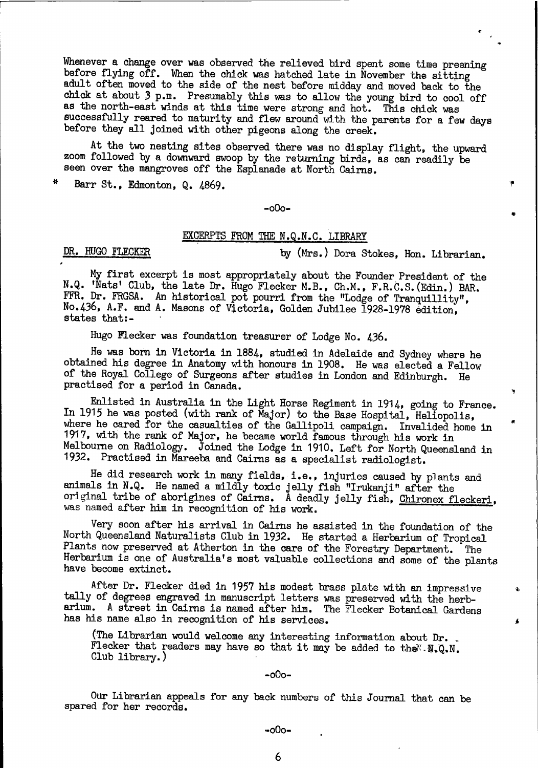Whenever a change over was observed the relieved bird spent some time preening before flying off. When the chick was hatched late in November the sitting adult often moved to the side of the nest before midday and moved back to the chick at about 3 p.m. Presumably this was to allow the young bird to cool off as the north-east winds at this time were strong and hot. This chick was successfully reared to maturity and flew around with the parents for a few days before they all joined with other pigeons along the creek.

At the two nesting sites observed there was no display flight, the upward zoom followed by a downward swoop by the returning birds, as can readily be seen over the mangroves off the Esplanade at North Cairns.

\* Barr St., Edmonton, Q. 4869.

-oOo-

## EXCERPTS FROM THE N.Q.N.C. LIBRARY

**DR. HUGO FLECKER** by (Mrs.) Dora Stokes, Hon. Librarian.

My first excerpt is most appropriately about the Founder President of the N.Q. 'Nats' Club, the late Dr. Hugo Flecker M.B., Ch.M., F.R.C.S.(Edin.) BAR. FFR. Dr. FRGSA. An historical pot pourri from the "Lodge of Tranquillity", No.436, A.F. and A. Masons of Victoria, Golden Jubilee 1928-1978 edition, states that:-

Hugo Flecker was foundation treasurer of Lodge No. 436.

He was born in Victoria in 1884, studied in Adelaide and Sydney where he obtained his degree in Anatomy with honours in 1908. He was elected a Fellow of the Royal College of Surgeons after studies in London and Edinburgh. He practised for a period in Canada.

Enlisted in Australia in the Light Horse Regiment in 1914, going to France. In 1915 he was posted (with rank of Major) to the Base Hospital, Heliopolis, where he cared for the casualties of the Gallipoli campaign. Invalided home in 1917, with the rank of Major, he became world famous through his work in Melbourne on Radiology. Joined the Lodge in 1910. Left for North Queensland in 1932. Practised in Mareeba and Cairns as a specialist radiologist.

He did research work in many fields, i.e., injuries caused by plants and animals in N.Q. He named a mildly toxic jelly fish "Irukanji" after the original tribe of aborigines of Cairns. A deadly jelly fish, *Chironex fleckeri*, was named after him in recognition of his work.

Very soon after his arrival in Cairns he assisted in the foundation of the North Queensland Naturalists Club in 1932. He started a Herbarium of Tropical Plants now preserved at Atherton in the care of the Forestry Department. The Herbarium is one of Australia's most valuable collections and some of the plants have become extinct.

After Dr. Flecker died in 1957 his modest brass plate with an impressive tally of degrees engraved in manuscript letters was preserved with the herbarium. A street in Cairns is named after him. The Flecker Botanical Gardens has his name also in recognition of his services.

(The Librarian would welcome any interesting information about Dr. Flecker that readers may have so that it may be added to the N.Q.N. Club library.)

-oOo-

Our Librarian appeals for any back numbers of this Journal that can be spared for her records.

-oOo-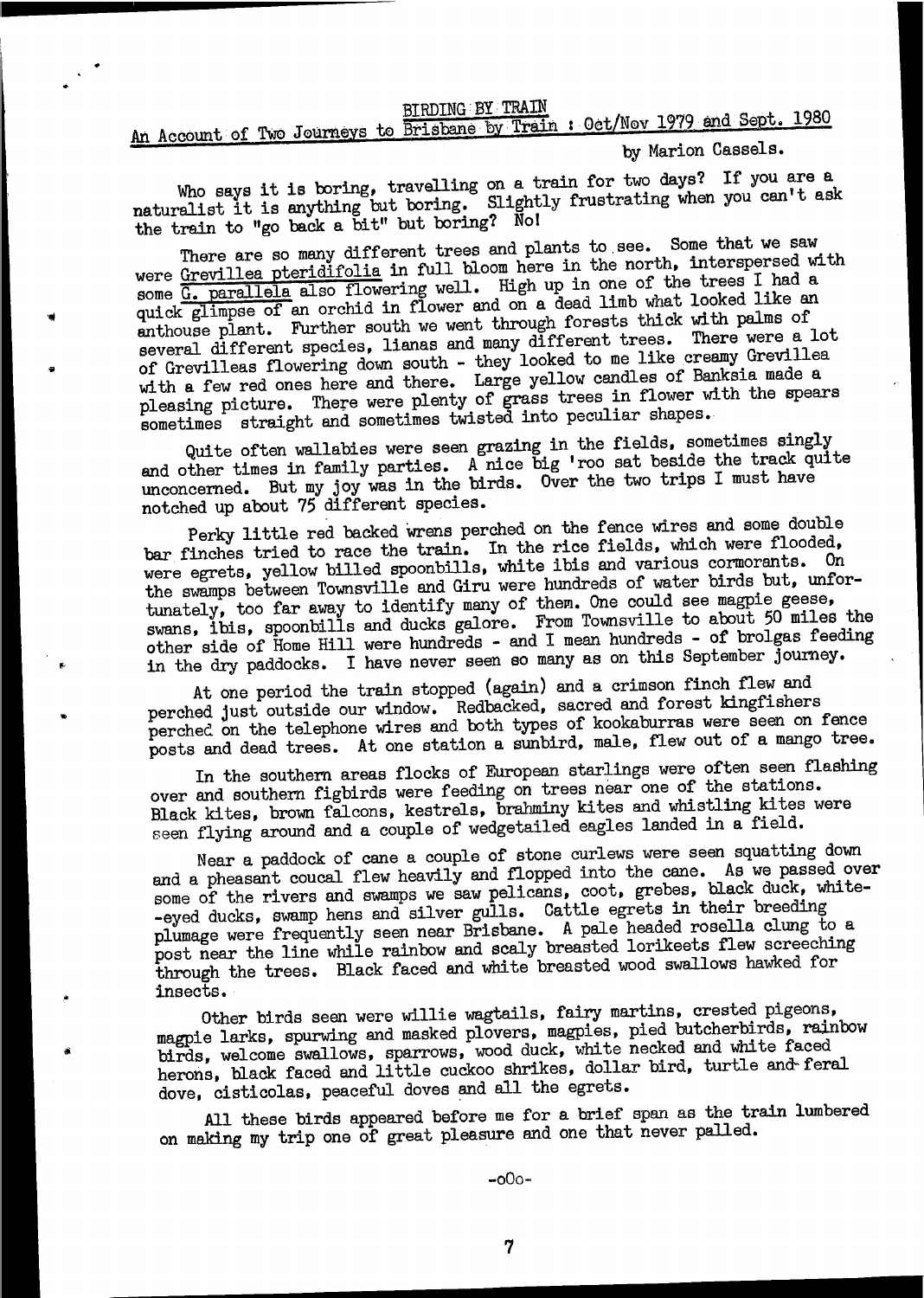## BIRDING BY TRAIN

## An Account of Two Journeys to Brisbane by Train : Oct/Nov 1979 and Sept. 1980

by Marion Cassels.

Who says it is boring, travelling on a train for two days? If you are a naturalist it is anything but boring. Slightly frustrating when you can't ask the train to "go back a bit" but boring? No!

There are so many different trees and plants to see. Some that we saw were *Grevillea pteridifolia* in full bloom here in the north, interspersed with some *G. parallela* also flowering well. High up in one of the trees I had a quick glimpse of an orchid in flower and on a dead limb what looked like an anthouse plant. Further south we went through forests thick with palms of several different species, lianas and many different trees. There were a lot of Grevilleas flowering down south - they looked to me like creamy Grevillea with a few red ones here and there. Large yellow candles of Banksia made a pleasing picture. There were plenty of grass trees in flower with the spears sometimes straight and sometimes twisted into peculiar shapes.

Quite often wallabies were seen grazing in the fields, sometimes singly and other times in family parties. A nice big 'roo sat beside the track quite unconcerned. But my joy was in the birds. Over the two trips I must have notched up about 75 different species.

Perky little red backed wrens perched on the fence wires and some double bar finches tried to race the train. In the rice fields, which were flooded, were egrets, yellow billed spoonbills, white ibis and various cormorants. On the swamps between Townsville and Giru were hundreds of water birds but, unfortunately, too far away to identify many of them. One could see magpie geese, swans, ibis, spoonbills and ducks galore. From Townsville to about 50 miles the other side of Home Hill were hundreds - and I mean hundreds - of brolgas feeding in the dry paddocks. I have never seen so many as on this September journey.

At one period the train stopped (again) and a crimson finch flew and perched just outside our window. Redbacked, sacred and forest kingfishers perched on the telephone wires and both types of kookaburras were seen on fence posts and dead trees. At one station a sunbird, male, flew out of a mango tree.

In the southern areas flocks of European starlings were often seen flashing over and southern figbirds were feeding on trees near one of the stations. Black kites, brown falcons, kestrels, brahminy kites and whistling kites were seen flying around and a couple of wedgetailed eagles landed in a field.

Near a paddock of cane a couple of stone curlews were seen squatting down and a pheasant coucal flew heavily and flopped into the cane. As we passed over some of the rivers and swamps we saw pelicans, coot, grebes, black duck, white-eyed ducks, swamp hens and silver gulls. Cattle egrets in their breeding plumage were frequently seen near Brisbane. A pale headed rosella clung to a post near the line while rainbow and scaly breasted lorikeets flew screeching through the trees. Black faced and white breasted wood swallows hawked for insects.

Other birds seen were willie wagtails, fairy martins, crested pigeons, magpie larks, spurwing and masked plovers, magpies, pied butcherbirds, rainbow birds, welcome swallows, sparrows, wood duck, white necked and white faced herons, black faced and little cuckoo shrikes, dollar bird, turtle and feral dove, cisticolas, peaceful doves and all the egrets.

All these birds appeared before me for a brief span as the train lumbered on making my trip one of great pleasure and one that never palled.

-oOo-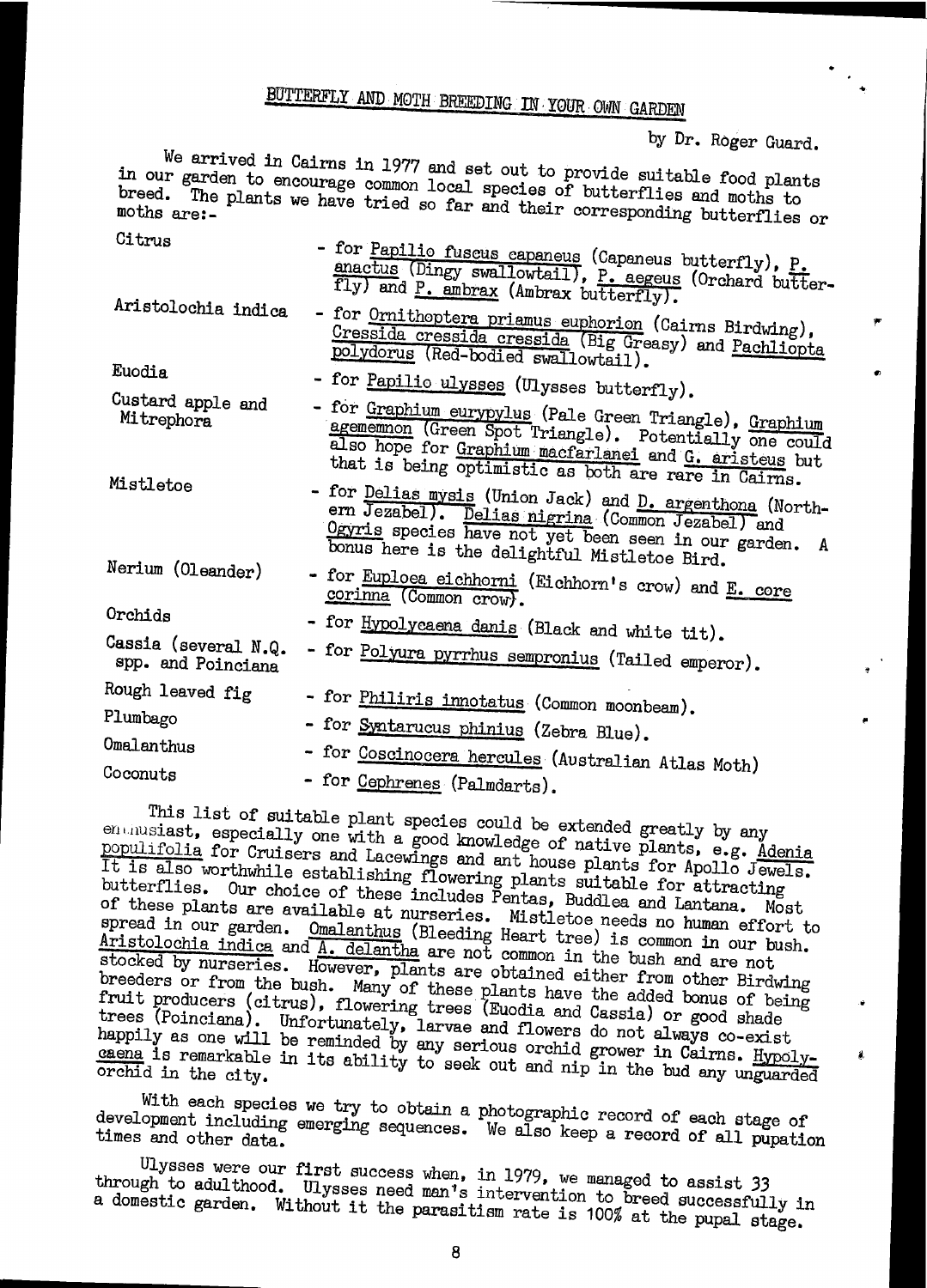## BUTTERFLY AND MOTH BREEDING IN YOUR OWN GARDEN

by Dr. Roger Guard.

We arrived in Cairns in 1977 and set out to provide suitable food plants in our garden to encourage common local species of butterflies and moths to breed. The plants we have tried so far and their corresponding butterflies or moths are:-

| | |
|---|---|
| Citrus | - for *Papilio fuscus capaneus* (Capaneus butterfly), *P. anactus* (Dingy swallowtail), *P. aegeus* (Orchard butterfly) and *P. ambrax* (Ambrax butterfly). |
| Aristolochia indica | - for *Ornithoptera priamus euphorion* (Cairns Birdwing), *Cressida cressida cressida* (Big Greasy) and *Pachliopta polydorus* (Red-bodied swallowtail). |
| Euodia | - for *Papilio ulysses* (Ulysses butterfly). |
| Custard apple and Mitrephora | - for *Graphium eurypylus* (Pale Green Triangle), *Graphium agememnon* (Green Spot Triangle). Potentially one could also hope for *Graphium macfarlanei* and *G. aristeus* but that is being optimistic as both are rare in Cairns. |
| Mistletoe | - for *Delias mysis* (Union Jack) and *D. argenthona* (Northern Jezabel). *Delias nigrina* (Common Jezabel) and *Ogyris* species have not yet been seen in our garden. A bonus here is the delightful Mistletoe Bird. |
| Nerium (Oleander) | - for *Euploea eichhorni* (Eichhorn's crow) and *E. core corinna* (Common crow). |
| Orchids | - for *Hypolycaena danis* (Black and white tit). |
| Cassia (several N.Q. spp. and Poinciana | - for *Polyura pyrrhus sempronius* (Tailed emperor). |
| Rough leaved fig | - for *Philiris innotatus* (Common moonbeam). |
| Plumbago | - for *Syntarucus phinius* (Zebra Blue). |
| Omalanthus | - for *Coscinocera hercules* (Australian Atlas Moth) |
| Coconuts | - for *Cephrenes* (Palmdarts). |

This list of suitable plant species could be extended greatly by any enthusiast, especially one with a good knowledge of native plants, e.g. *Adenia populifolia* for Cruisers and Lacewings and ant house plants for Apollo Jewels. It is also worthwhile establishing flowering plants suitable for attracting butterflies. Our choice of these includes Pentas, Buddlea and Lantana. Most of these plants are available at nurseries. Mistletoe needs no human effort to spread in our garden. *Omalanthus* (Bleeding Heart tree) is common in our bush. *Aristolochia indica* and *A. delantha* are not common in the bush and are not stocked by nurseries. However, plants are obtained either from other Birdwing breeders or from the bush. Many of these plants have the added bonus of being fruit producers (citrus), flowering trees (Euodia and Cassia) or good shade trees (Poinciana). Unfortunately, larvae and flowers do not always co-exist happily as one will be reminded by any serious orchid grower in Cairns. *Hypolycaena* is remarkable in its ability to seek out and nip in the bud any unguarded orchid in the city.

With each species we try to obtain a photographic record of each stage of development including emerging sequences. We also keep a record of all pupation times and other data.

Ulysses were our first success when, in 1979, we managed to assist 33 through to adulthood. Ulysses need man's intervention to breed successfully in a domestic garden. Without it the parasitism rate is 100% at the pupal stage.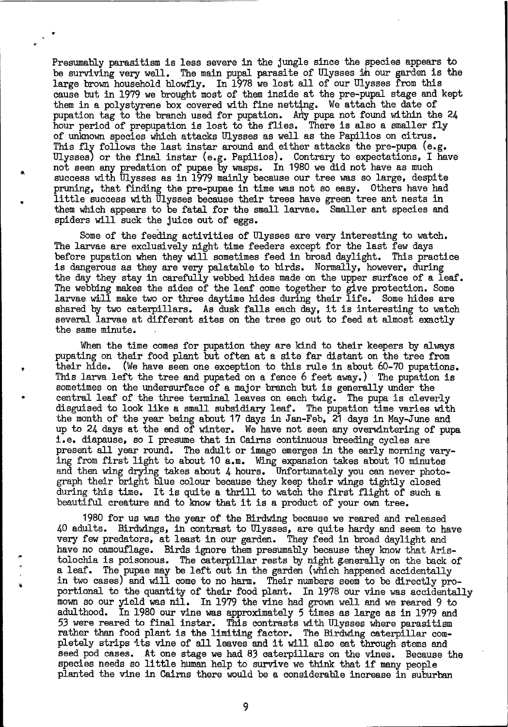Presumably parasitism is less severe in the jungle since the species appears to be surviving very well. The main pupal parasite of Ulysses in our garden is the large brown household blowfly. In 1978 we lost all of our Ulysses from this cause but in 1979 we brought most of them inside at the pre-pupal stage and kept them in a polystyrene box covered with fine netting. We attach the date of pupation tag to the branch used for pupation. Any pupa not found within the 24 hour period of prepupation is lost to the flies. There is also a smaller fly of unknown species which attacks Ulysses as well as the Papilios on citrus. This fly follows the last instar around and either attacks the pre-pupa (e.g. Ulysses) or the final instar (e.g. Papilios). Contrary to expectations, I have not seen any predation of pupae by wasps. In 1980 we did not have as much success with Ulysses as in 1979 mainly because our tree was so large, despite pruning, that finding the pre-pupae in time was not so easy. Others have had little success with Ulysses because their trees have green tree ant nests in them which appears to be fatal for the small larvae. Smaller ant species and spiders will suck the juice out of eggs.

Some of the feeding activities of Ulysses are very interesting to watch. The larvae are exclusively night time feeders except for the last few days before pupation when they will sometimes feed in broad daylight. This practice is dangerous as they are very palatable to birds. Normally, however, during the day they stay in carefully webbed hides made on the upper surface of a leaf. The webbing makes the sides of the leaf come together to give protection. Some larvae will make two or three daytime hides during their life. Some hides are shared by two caterpillars. As dusk falls each day, it is interesting to watch several larvae at different sites on the tree go out to feed at almost exactly the same minute.

When the time comes for pupation they are kind to their keepers by always pupating on their food plant but often at a site far distant on the tree from their hide. (We have seen one exception to this rule in about 60-70 pupations. This larva left the tree and pupated on a fence 6 feet away.) The pupation is sometimes on the undersurface of a major branch but is generally under the central leaf of the three terminal leaves on each twig. The pupa is cleverly disguised to look like a small subsidiary leaf. The pupation time varies with the month of the year being about 17 days in Jan-Feb, 21 days in May-June and up to 24 days at the end of winter. We have not seen any overwintering of pupa i.e. diapause, so I presume that in Cairns continuous breeding cycles are present all year round. The adult or imago emerges in the early morning varying from first light to about 10 a.m. Wing expansion takes about 10 minutes and then wing drying takes about 4 hours. Unfortunately you can never photograph their bright blue colour because they keep their wings tightly closed during this time. It is quite a thrill to watch the first flight of such a beautiful creature and to know that it is a product of your own tree.

1980 for us was the year of the Birdwing because we reared and released 40 adults. Birdwings, in contrast to Ulysses, are quite hardy and seem to have very few predators, at least in our garden. They feed in broad daylight and have no camouflage. Birds ignore them presumably because they know that Aristolochia is poisonous. The caterpillar rests by night generally on the back of a leaf. The pupae may be left out in the garden (which happened accidentally in two cases) and will come to no harm. Their numbers seem to be directly proportional to the quantity of their food plant. In 1978 our vine was accidentally mown so our yield was nil. In 1979 the vine had grown well and we reared 9 to adulthood. In 1980 our vine was approximately 5 times as large as in 1979 and 53 were reared to final instar. This contrasts with Ulysses where parasitism rather than food plant is the limiting factor. The Birdwing caterpillar completely strips its vine of all leaves and it will also eat through stems and seed pod cases. At one stage we had 83 caterpillars on the vines. Because the species needs so little human help to survive we think that if many people planted the vine in Cairns there would be a considerable increase in suburban